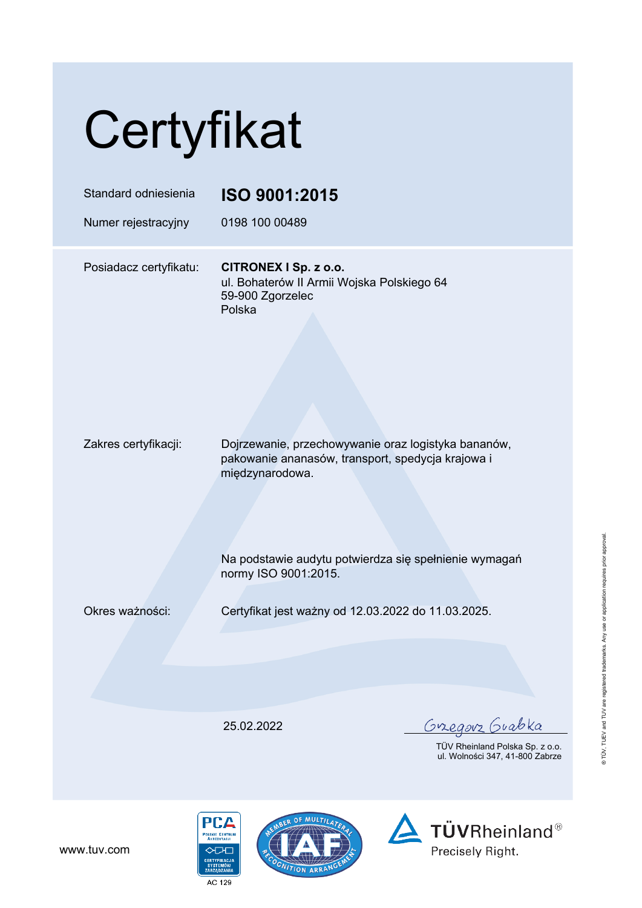# Certyfikat

| | |
|---|---|
| Standard odniesienia | **ISO 9001:2015** |
| Numer rejestracyjny | 0198 100 00489 |

Posiadacz certyfikatu: **CITRONEX I Sp. z o.o.**
ul. Bohaterów II Armii Wojska Polskiego 64
59-900 Zgorzelec
Polska

Zakres certyfikacji: Dojrzewanie, przechowywanie oraz logistyka bananów, pakowanie ananasów, transport, spedycja krajowa i międzynarodowa.

Na podstawie audytu potwierdza się spełnienie wymagań normy ISO 9001:2015.

Okres ważności: Certyfikat jest ważny od 12.03.2022 do 11.03.2025.

25.02.2022

Grzegorz Grabka

TÜV Rheinland Polska Sp. z o.o.
ul. Wolności 347, 41-800 Zabrze

© TÜV, TUEV and TUV are registered trademarks. Any use or application requires prior approval.

www.tuv.com

PCA Polskie Centrum Akredytacji — Certyfikacja systemów zarządzania — AC 129

Member of Multilateral Recognition Arrangement IAF

TÜVRheinland®
Precisely Right.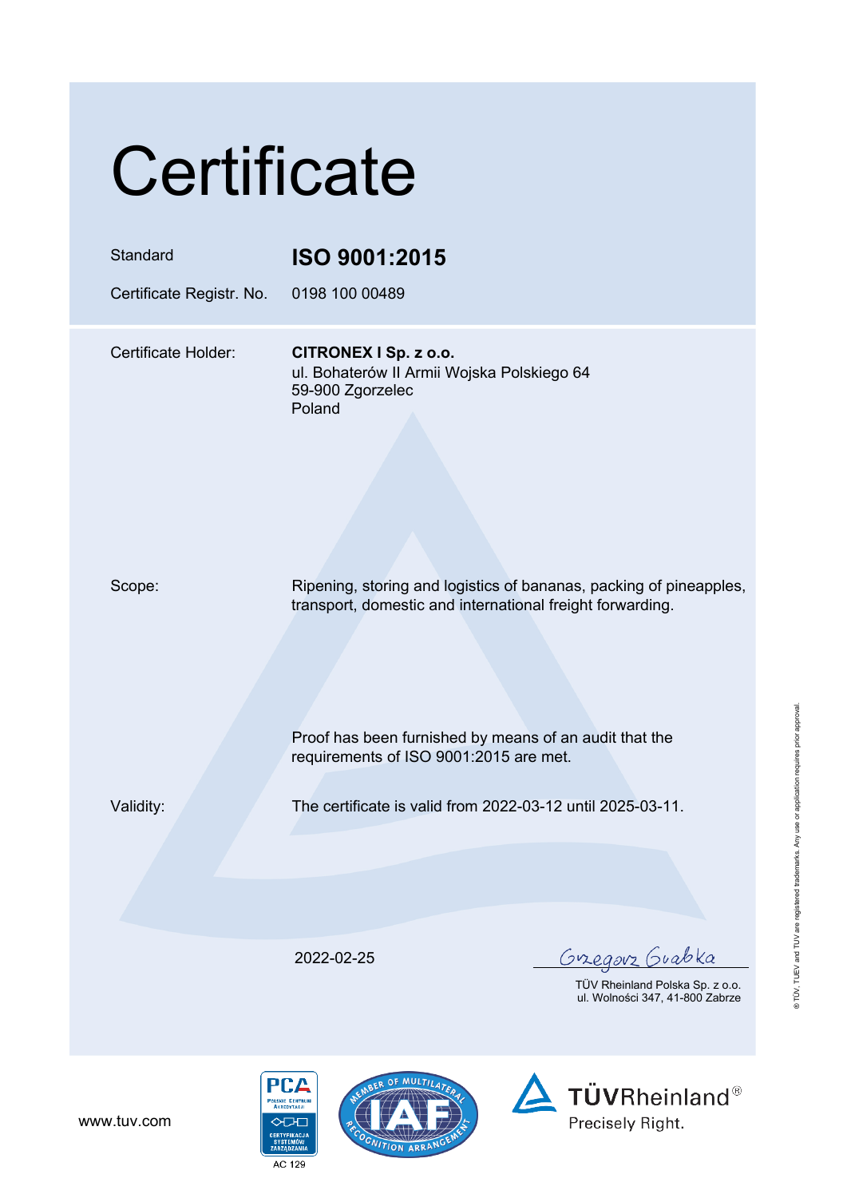# Certificate

| | |
|---|---|
| Standard | **ISO 9001:2015** |
| Certificate Registr. No. | 0198 100 00489 |

Certificate Holder: **CITRONEX I Sp. z o.o.**
ul. Bohaterów II Armii Wojska Polskiego 64
59-900 Zgorzelec
Poland

Scope: Ripening, storing and logistics of bananas, packing of pineapples, transport, domestic and international freight forwarding.

Proof has been furnished by means of an audit that the requirements of ISO 9001:2015 are met.

Validity: The certificate is valid from 2022-03-12 until 2025-03-11.

2022-02-25

Grzegorz Grabka

TÜV Rheinland Polska Sp. z o.o.
ul. Wolności 347, 41-800 Zabrze

www.tuv.com

PCA Polskie Centrum Akredytacji — Certyfikacja Systemów Zarządzania — AC 129

Member of Multilateral Recognition Arrangement IAF

TÜVRheinland®
Precisely Right.

® TÜV, TUEV and TUV are registered trademarks. Any use or application requires prior approval.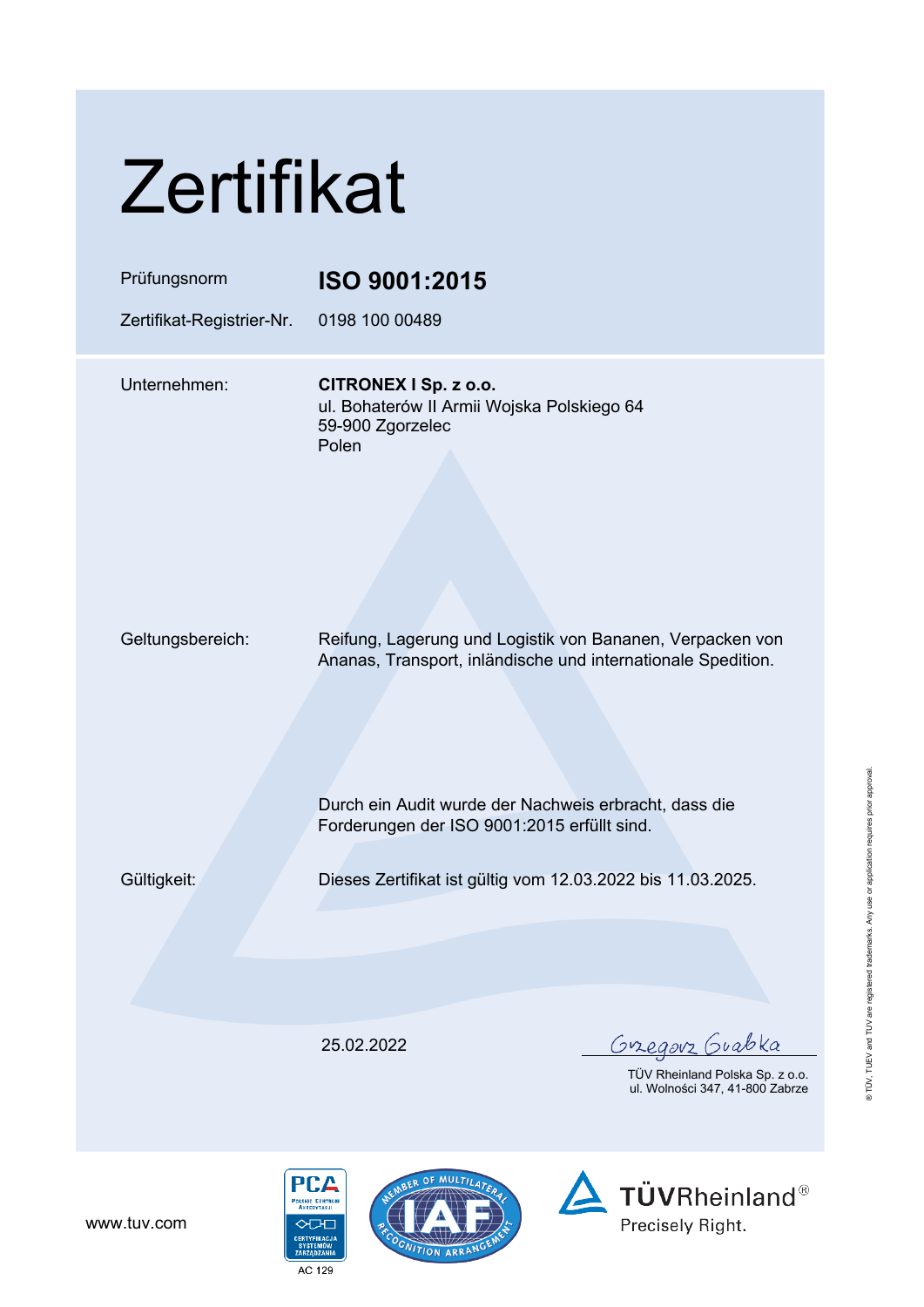# Zertifikat

| | |
|---|---|
| Prüfungsnorm | **ISO 9001:2015** |
| Zertifikat-Registrier-Nr. | 0198 100 00489 |

Unternehmen: **CITRONEX I Sp. z o.o.**
ul. Bohaterów II Armii Wojska Polskiego 64
59-900 Zgorzelec
Polen

Geltungsbereich: Reifung, Lagerung und Logistik von Bananen, Verpacken von Ananas, Transport, inländische und internationale Spedition.

Durch ein Audit wurde der Nachweis erbracht, dass die Forderungen der ISO 9001:2015 erfüllt sind.

Gültigkeit: Dieses Zertifikat ist gültig vom 12.03.2022 bis 11.03.2025.

25.02.2022

Grzegorz Grabka

TÜV Rheinland Polska Sp. z o.o.
ul. Wolności 347, 41-800 Zabrze

® TÜV, TUEV and TUV are registered trademarks. Any use or application requires prior approval.

www.tuv.com

PCA Polskie Centrum Akredytacji CERTYFIKACJA SYSTEMÓW ZARZĄDZANIA AC 129

MEMBER OF MULTILATERAL RECOGNITION ARRANGEMENT IAF

TÜVRheinland® Precisely Right.